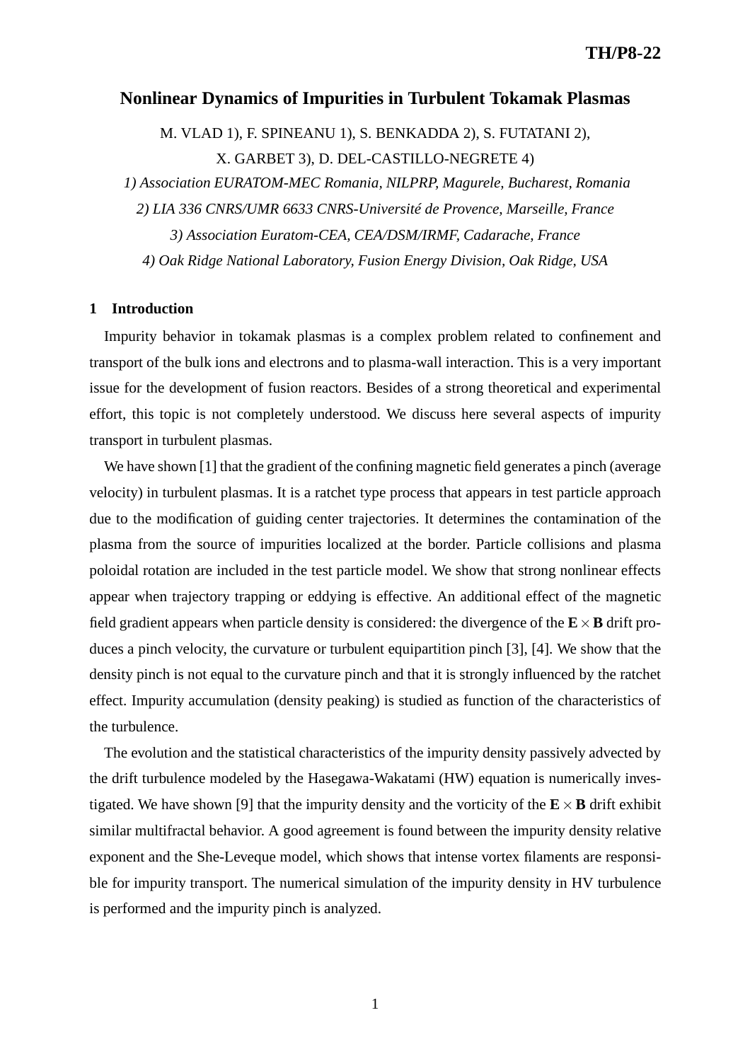# Nonlinear Dynamics of Impurities in Turbulent Tokamak Plasmas

M. VLAD 1), F. SPINEANU 1), S. BENKADDA 2), S. FUTATANI 2),
X. GARBET 3), D. DEL-CASTILLO-NEGRETE 4)

*1) Association EURATOM-MEC Romania, NILPRP, Magurele, Bucharest, Romania*

*2) LIA 336 CNRS/UMR 6633 CNRS-Université de Provence, Marseille, France*

*3) Association Euratom-CEA, CEA/DSM/IRMF, Cadarache, France*

*4) Oak Ridge National Laboratory, Fusion Energy Division, Oak Ridge, USA*

## 1 Introduction

Impurity behavior in tokamak plasmas is a complex problem related to confinement and transport of the bulk ions and electrons and to plasma-wall interaction. This is a very important issue for the development of fusion reactors. Besides of a strong theoretical and experimental effort, this topic is not completely understood. We discuss here several aspects of impurity transport in turbulent plasmas.

We have shown [1] that the gradient of the confining magnetic field generates a pinch (average velocity) in turbulent plasmas. It is a ratchet type process that appears in test particle approach due to the modification of guiding center trajectories. It determines the contamination of the plasma from the source of impurities localized at the border. Particle collisions and plasma poloidal rotation are included in the test particle model. We show that strong nonlinear effects appear when trajectory trapping or eddying is effective. An additional effect of the magnetic field gradient appears when particle density is considered: the divergence of the $\mathbf{E}\times\mathbf{B}$ drift produces a pinch velocity, the curvature or turbulent equipartition pinch [3], [4]. We show that the density pinch is not equal to the curvature pinch and that it is strongly influenced by the ratchet effect. Impurity accumulation (density peaking) is studied as function of the characteristics of the turbulence.

The evolution and the statistical characteristics of the impurity density passively advected by the drift turbulence modeled by the Hasegawa-Wakatami (HW) equation is numerically investigated. We have shown [9] that the impurity density and the vorticity of the $\mathbf{E}\times\mathbf{B}$ drift exhibit similar multifractal behavior. A good agreement is found between the impurity density relative exponent and the She-Leveque model, which shows that intense vortex filaments are responsible for impurity transport. The numerical simulation of the impurity density in HV turbulence is performed and the impurity pinch is analyzed.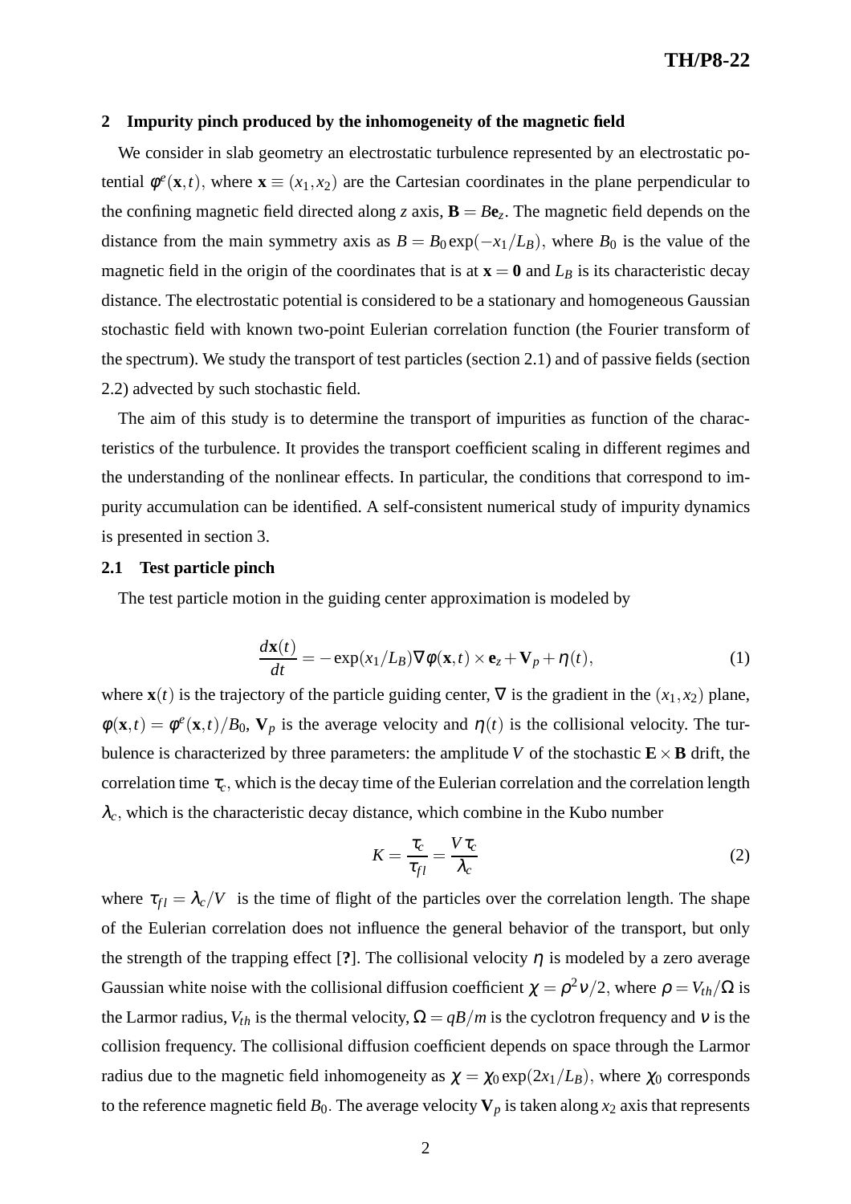## 2 Impurity pinch produced by the inhomogeneity of the magnetic field

We consider in slab geometry an electrostatic turbulence represented by an electrostatic potential $\phi^e(\mathbf{x},t)$, where $\mathbf{x} \equiv (x_1, x_2)$ are the Cartesian coordinates in the plane perpendicular to the confining magnetic field directed along $z$ axis, $\mathbf{B} = B\mathbf{e}_z$. The magnetic field depends on the distance from the main symmetry axis as $B = B_0 \exp(-x_1/L_B)$, where $B_0$ is the value of the magnetic field in the origin of the coordinates that is at $\mathbf{x} = \mathbf{0}$ and $L_B$ is its characteristic decay distance. The electrostatic potential is considered to be a stationary and homogeneous Gaussian stochastic field with known two-point Eulerian correlation function (the Fourier transform of the spectrum). We study the transport of test particles (section 2.1) and of passive fields (section 2.2) advected by such stochastic field.

The aim of this study is to determine the transport of impurities as function of the characteristics of the turbulence. It provides the transport coefficient scaling in different regimes and the understanding of the nonlinear effects. In particular, the conditions that correspond to impurity accumulation can be identified. A self-consistent numerical study of impurity dynamics is presented in section 3.

### 2.1 Test particle pinch

The test particle motion in the guiding center approximation is modeled by

$$\frac{d\mathbf{x}(t)}{dt} = -\exp(x_1/L_B)\nabla\phi(\mathbf{x},t) \times \mathbf{e}_z + \mathbf{V}_p + \eta(t), \tag{1}$$

where $\mathbf{x}(t)$ is the trajectory of the particle guiding center, $\nabla$ is the gradient in the $(x_1, x_2)$ plane, $\phi(\mathbf{x},t) = \phi^e(\mathbf{x},t)/B_0$, $\mathbf{V}_p$ is the average velocity and $\eta(t)$ is the collisional velocity. The turbulence is characterized by three parameters: the amplitude $V$ of the stochastic $\mathbf{E} \times \mathbf{B}$ drift, the correlation time $\tau_c$, which is the decay time of the Eulerian correlation and the correlation length $\lambda_c$, which is the characteristic decay distance, which combine in the Kubo number

$$K = \frac{\tau_c}{\tau_{fl}} = \frac{V\tau_c}{\lambda_c} \tag{2}$$

where $\tau_{fl} = \lambda_c/V$ is the time of flight of the particles over the correlation length. The shape of the Eulerian correlation does not influence the general behavior of the transport, but only the strength of the trapping effect [?]. The collisional velocity $\eta$ is modeled by a zero average Gaussian white noise with the collisional diffusion coefficient $\chi = \rho^2\nu/2$, where $\rho = V_{th}/\Omega$ is the Larmor radius, $V_{th}$ is the thermal velocity, $\Omega = qB/m$ is the cyclotron frequency and $\nu$ is the collision frequency. The collisional diffusion coefficient depends on space through the Larmor radius due to the magnetic field inhomogeneity as $\chi = \chi_0 \exp(2x_1/L_B)$, where $\chi_0$ corresponds to the reference magnetic field $B_0$. The average velocity $\mathbf{V}_p$ is taken along $x_2$ axis that represents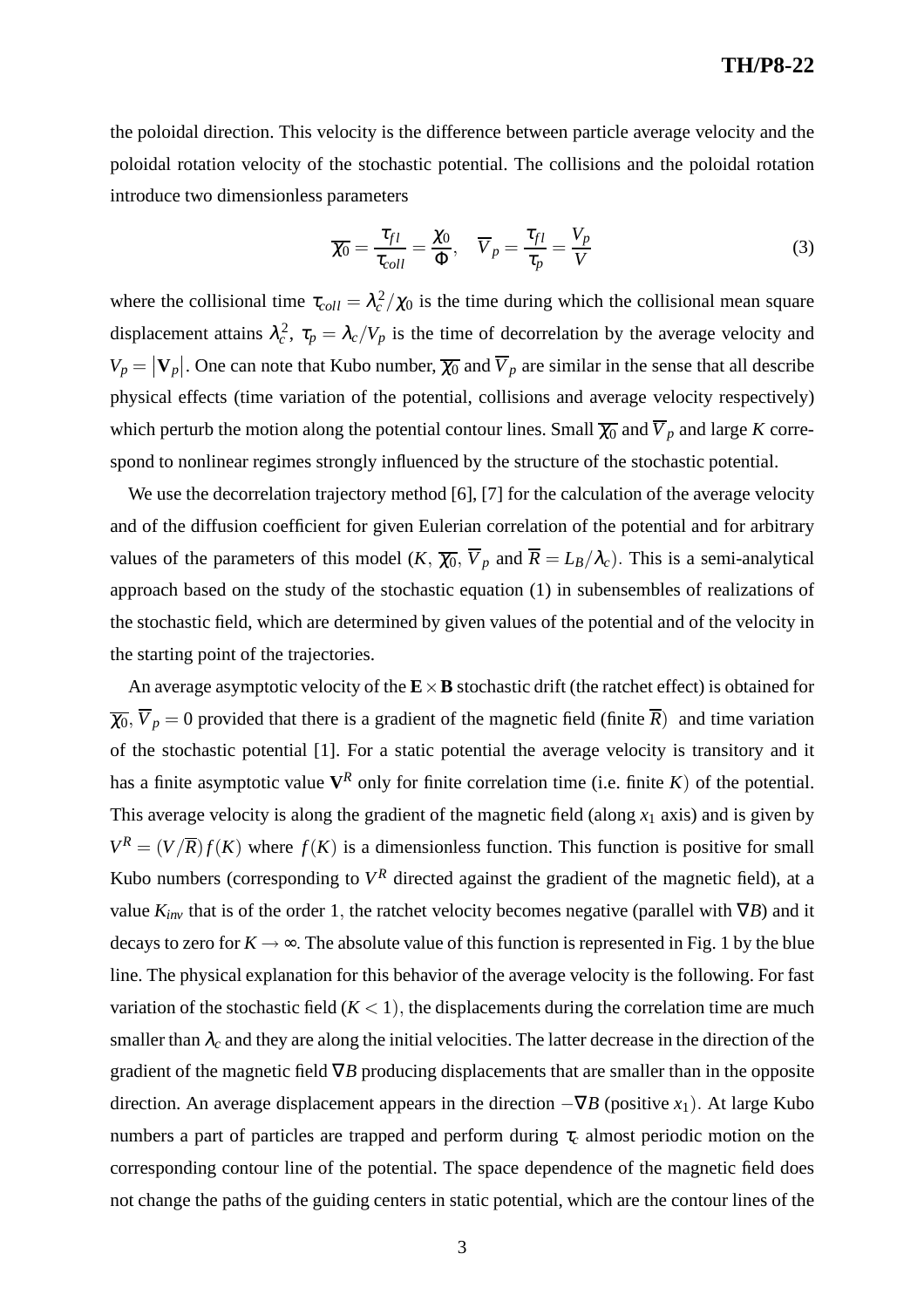the poloidal direction. This velocity is the difference between particle average velocity and the poloidal rotation velocity of the stochastic potential. The collisions and the poloidal rotation introduce two dimensionless parameters

$$\overline{\chi_0} = \frac{\tau_{fl}}{\tau_{coll}} = \frac{\chi_0}{\Phi}, \quad \overline{V}_p = \frac{\tau_{fl}}{\tau_p} = \frac{V_p}{V} \tag{3}$$

where the collisional time $\tau_{coll} = \lambda_c^2/\chi_0$ is the time during which the collisional mean square displacement attains $\lambda_c^2$, $\tau_p = \lambda_c/V_p$ is the time of decorrelation by the average velocity and $V_p = |\mathbf{V}_p|$. One can note that Kubo number, $\overline{\chi_0}$ and $\overline{V}_p$ are similar in the sense that all describe physical effects (time variation of the potential, collisions and average velocity respectively) which perturb the motion along the potential contour lines. Small $\overline{\chi_0}$ and $\overline{V}_p$ and large $K$ correspond to nonlinear regimes strongly influenced by the structure of the stochastic potential.

We use the decorrelation trajectory method [6], [7] for the calculation of the average velocity and of the diffusion coefficient for given Eulerian correlation of the potential and for arbitrary values of the parameters of this model ($K$, $\overline{\chi_0}$, $\overline{V}_p$ and $\overline{R} = L_B/\lambda_c$). This is a semi-analytical approach based on the study of the stochastic equation (1) in subensembles of realizations of the stochastic field, which are determined by given values of the potential and of the velocity in the starting point of the trajectories.

An average asymptotic velocity of the $\mathbf{E}\times\mathbf{B}$ stochastic drift (the ratchet effect) is obtained for $\overline{\chi_0}, \overline{V}_p = 0$ provided that there is a gradient of the magnetic field (finite $\overline{R}$) and time variation of the stochastic potential [1]. For a static potential the average velocity is transitory and it has a finite asymptotic value $\mathbf{V}^R$ only for finite correlation time (i.e. finite $K$) of the potential. This average velocity is along the gradient of the magnetic field (along $x_1$ axis) and is given by $V^R = (V/\overline{R})f(K)$ where $f(K)$ is a dimensionless function. This function is positive for small Kubo numbers (corresponding to $V^R$ directed against the gradient of the magnetic field), at a value $K_{inv}$ that is of the order 1, the ratchet velocity becomes negative (parallel with $\nabla B$) and it decays to zero for $K \to \infty$. The absolute value of this function is represented in Fig. 1 by the blue line. The physical explanation for this behavior of the average velocity is the following. For fast variation of the stochastic field ($K < 1$), the displacements during the correlation time are much smaller than $\lambda_c$ and they are along the initial velocities. The latter decrease in the direction of the gradient of the magnetic field $\nabla B$ producing displacements that are smaller than in the opposite direction. An average displacement appears in the direction $-\nabla B$ (positive $x_1$). At large Kubo numbers a part of particles are trapped and perform during $\tau_c$ almost periodic motion on the corresponding contour line of the potential. The space dependence of the magnetic field does not change the paths of the guiding centers in static potential, which are the contour lines of the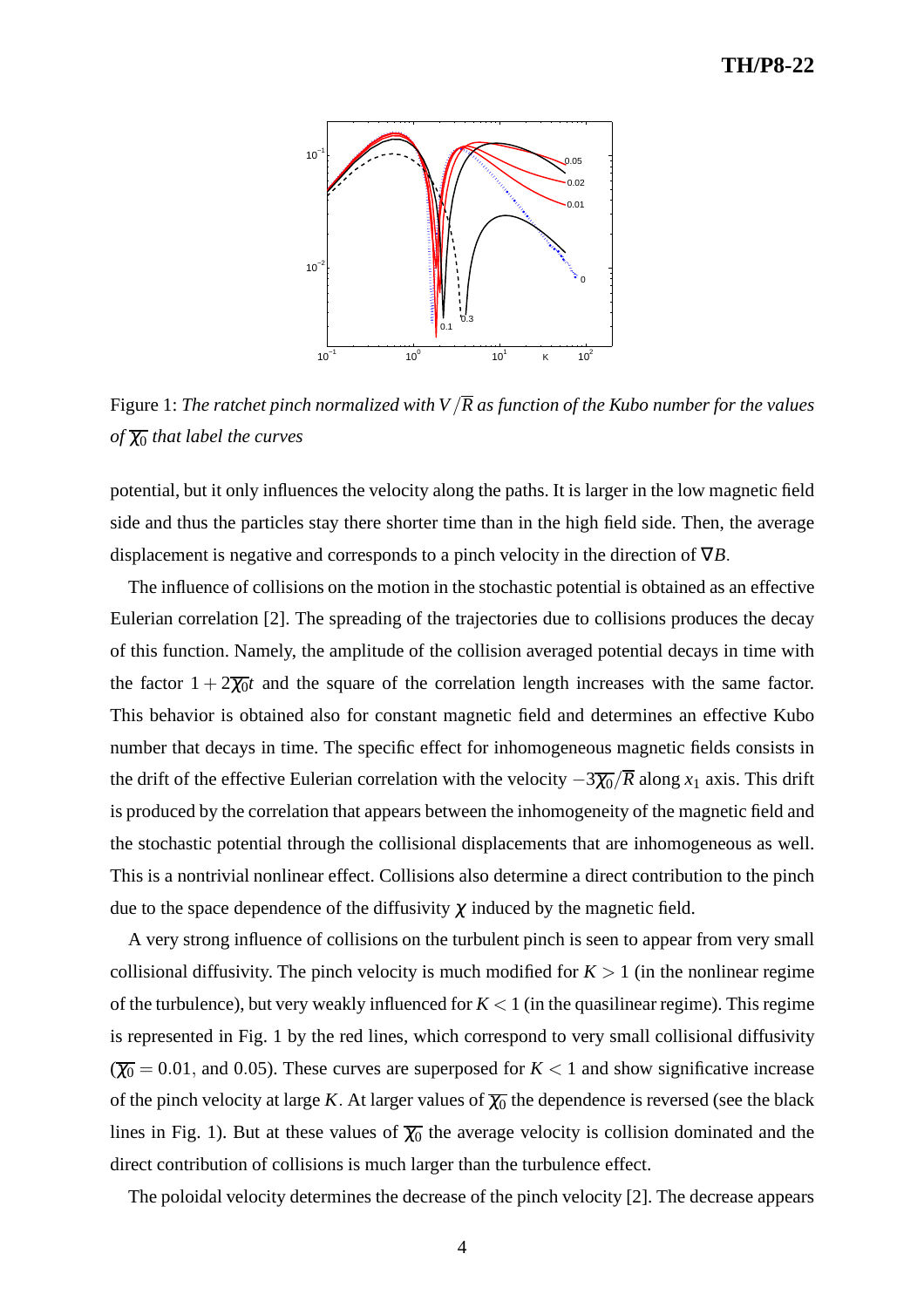Figure 1: *The ratchet pinch normalized with $V/\overline{R}$ as function of the Kubo number for the values of $\overline{\chi_0}$ that label the curves*

potential, but it only influences the velocity along the paths. It is larger in the low magnetic field side and thus the particles stay there shorter time than in the high field side. Then, the average displacement is negative and corresponds to a pinch velocity in the direction of $\nabla B$.

The influence of collisions on the motion in the stochastic potential is obtained as an effective Eulerian correlation [2]. The spreading of the trajectories due to collisions produces the decay of this function. Namely, the amplitude of the collision averaged potential decays in time with the factor $1+2\overline{\chi_0}t$ and the square of the correlation length increases with the same factor. This behavior is obtained also for constant magnetic field and determines an effective Kubo number that decays in time. The specific effect for inhomogeneous magnetic fields consists in the drift of the effective Eulerian correlation with the velocity $-3\overline{\chi_0}/\overline{R}$ along $x_1$ axis. This drift is produced by the correlation that appears between the inhomogeneity of the magnetic field and the stochastic potential through the collisional displacements that are inhomogeneous as well. This is a nontrivial nonlinear effect. Collisions also determine a direct contribution to the pinch due to the space dependence of the diffusivity $\chi$ induced by the magnetic field.

A very strong influence of collisions on the turbulent pinch is seen to appear from very small collisional diffusivity. The pinch velocity is much modified for $K>1$ (in the nonlinear regime of the turbulence), but very weakly influenced for $K<1$ (in the quasilinear regime). This regime is represented in Fig. 1 by the red lines, which correspond to very small collisional diffusivity ($\overline{\chi_0}=0.01$, and $0.05$). These curves are superposed for $K<1$ and show significative increase of the pinch velocity at large $K$. At larger values of $\overline{\chi_0}$ the dependence is reversed (see the black lines in Fig. 1). But at these values of $\overline{\chi_0}$ the average velocity is collision dominated and the direct contribution of collisions is much larger than the turbulence effect.

The poloidal velocity determines the decrease of the pinch velocity [2]. The decrease appears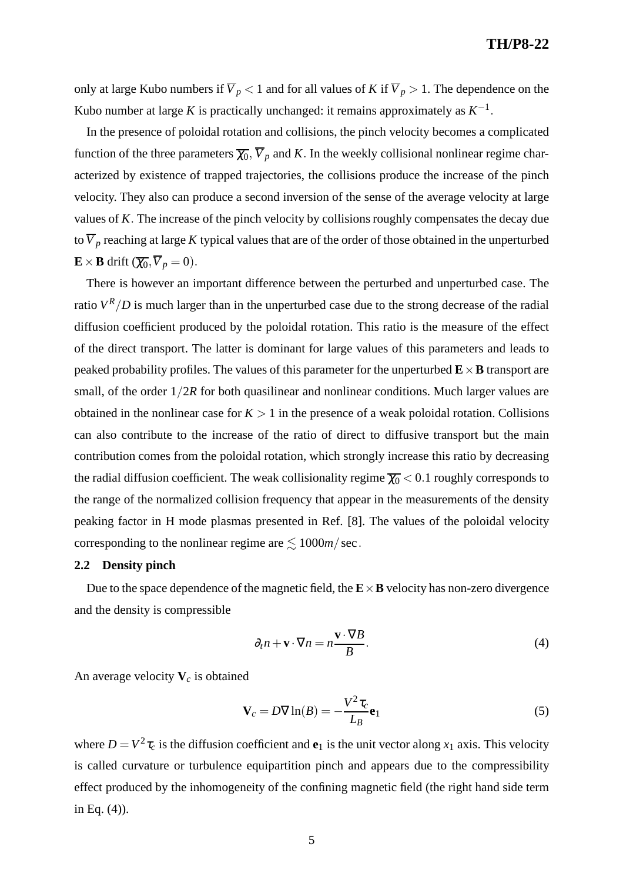only at large Kubo numbers if $\overline{V}_p < 1$ and for all values of $K$ if $\overline{V}_p > 1$. The dependence on the Kubo number at large $K$ is practically unchanged: it remains approximately as $K^{-1}$.

In the presence of poloidal rotation and collisions, the pinch velocity becomes a complicated function of the three parameters $\overline{\chi_0}$, $\overline{V}_p$ and $K$. In the weekly collisional nonlinear regime characterized by existence of trapped trajectories, the collisions produce the increase of the pinch velocity. They also can produce a second inversion of the sense of the average velocity at large values of $K$. The increase of the pinch velocity by collisions roughly compensates the decay due to $\overline{V}_p$ reaching at large $K$ typical values that are of the order of those obtained in the unperturbed $\mathbf{E}\times\mathbf{B}$ drift ($\overline{\chi_0}, \overline{V}_p = 0$).

There is however an important difference between the perturbed and unperturbed case. The ratio $V^R/D$ is much larger than in the unperturbed case due to the strong decrease of the radial diffusion coefficient produced by the poloidal rotation. This ratio is the measure of the effect of the direct transport. The latter is dominant for large values of this parameters and leads to peaked probability profiles. The values of this parameter for the unperturbed $\mathbf{E}\times\mathbf{B}$ transport are small, of the order $1/2R$ for both quasilinear and nonlinear conditions. Much larger values are obtained in the nonlinear case for $K > 1$ in the presence of a weak poloidal rotation. Collisions can also contribute to the increase of the ratio of direct to diffusive transport but the main contribution comes from the poloidal rotation, which strongly increase this ratio by decreasing the radial diffusion coefficient. The weak collisionality regime $\overline{\chi_0} < 0.1$ roughly corresponds to the range of the normalized collision frequency that appear in the measurements of the density peaking factor in H mode plasmas presented in Ref. [8]. The values of the poloidal velocity corresponding to the nonlinear regime are $\lesssim 1000 m/\sec$.

### 2.2 Density pinch

Due to the space dependence of the magnetic field, the $\mathbf{E}\times\mathbf{B}$ velocity has non-zero divergence and the density is compressible

$$\partial_t n + \mathbf{v}\cdot\nabla n = n\frac{\mathbf{v}\cdot\nabla B}{B}. \tag{4}$$

An average velocity $\mathbf{V}_c$ is obtained

$$\mathbf{V}_c = D\nabla\ln(B) = -\frac{V^2\tau_c}{L_B}\mathbf{e}_1 \tag{5}$$

where $D = V^2\tau_c$ is the diffusion coefficient and $\mathbf{e}_1$ is the unit vector along $x_1$ axis. This velocity is called curvature or turbulence equipartition pinch and appears due to the compressibility effect produced by the inhomogeneity of the confining magnetic field (the right hand side term in Eq. (4)).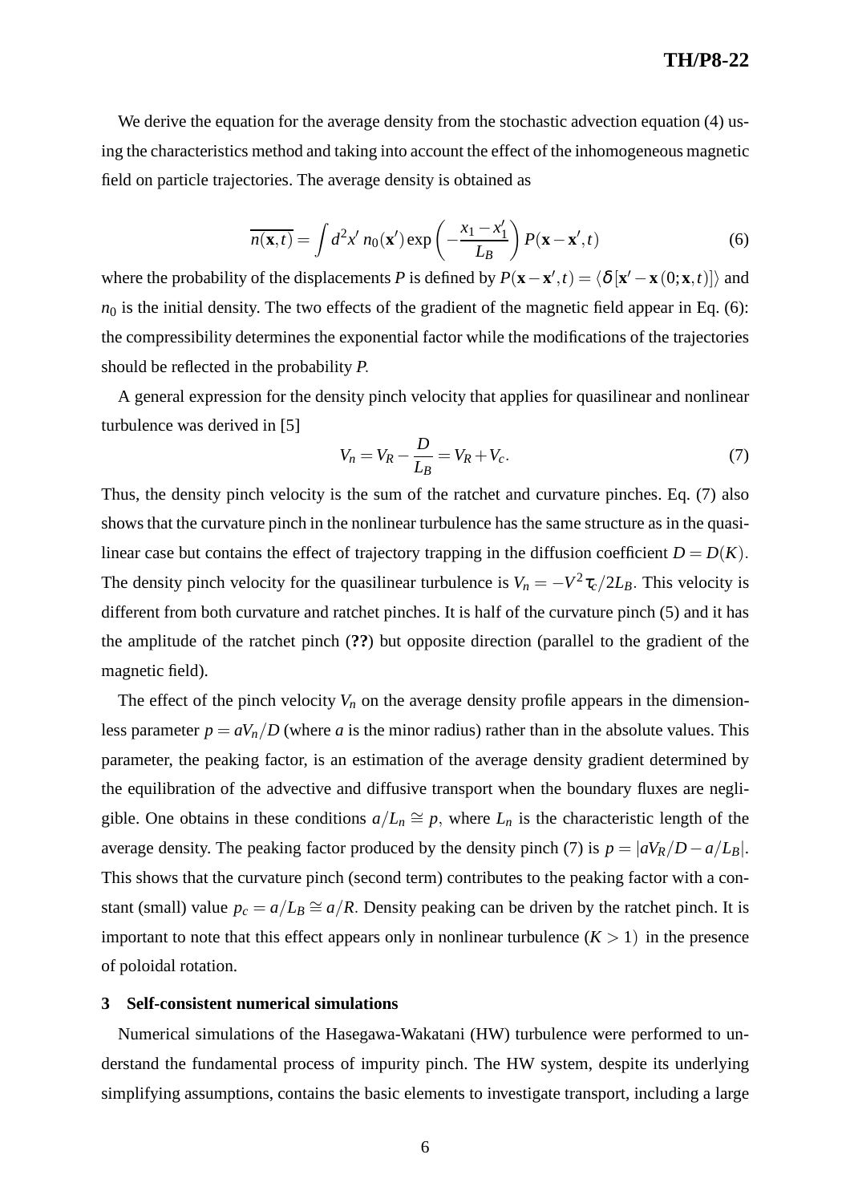We derive the equation for the average density from the stochastic advection equation (4) using the characteristics method and taking into account the effect of the inhomogeneous magnetic field on particle trajectories. The average density is obtained as

$$\overline{n(\mathbf{x},t)} = \int d^2x' \, n_0(\mathbf{x}') \exp\left(-\frac{x_1 - x_1'}{L_B}\right) P(\mathbf{x}-\mathbf{x}',t) \tag{6}$$

where the probability of the displacements $P$ is defined by $P(\mathbf{x}-\mathbf{x}',t) = \langle \delta\left[\mathbf{x}' - \mathbf{x}(0;\mathbf{x},t)\right]\rangle$ and $n_0$ is the initial density. The two effects of the gradient of the magnetic field appear in Eq. (6): the compressibility determines the exponential factor while the modifications of the trajectories should be reflected in the probability $P$.

A general expression for the density pinch velocity that applies for quasilinear and nonlinear turbulence was derived in [5]

$$V_n = V_R - \frac{D}{L_B} = V_R + V_c. \tag{7}$$

Thus, the density pinch velocity is the sum of the ratchet and curvature pinches. Eq. (7) also shows that the curvature pinch in the nonlinear turbulence has the same structure as in the quasilinear case but contains the effect of trajectory trapping in the diffusion coefficient $D = D(K)$. The density pinch velocity for the quasilinear turbulence is $V_n = -V^2\tau_c/2L_B$. This velocity is different from both curvature and ratchet pinches. It is half of the curvature pinch (5) and it has the amplitude of the ratchet pinch (**??**) but opposite direction (parallel to the gradient of the magnetic field).

The effect of the pinch velocity $V_n$ on the average density profile appears in the dimensionless parameter $p = aV_n/D$ (where $a$ is the minor radius) rather than in the absolute values. This parameter, the peaking factor, is an estimation of the average density gradient determined by the equilibration of the advective and diffusive transport when the boundary fluxes are negligible. One obtains in these conditions $a/L_n \cong p$, where $L_n$ is the characteristic length of the average density. The peaking factor produced by the density pinch (7) is $p = |aV_R/D - a/L_B|$. This shows that the curvature pinch (second term) contributes to the peaking factor with a constant (small) value $p_c = a/L_B \cong a/R$. Density peaking can be driven by the ratchet pinch. It is important to note that this effect appears only in nonlinear turbulence $(K > 1)$ in the presence of poloidal rotation.

## 3 Self-consistent numerical simulations

Numerical simulations of the Hasegawa-Wakatani (HW) turbulence were performed to understand the fundamental process of impurity pinch. The HW system, despite its underlying simplifying assumptions, contains the basic elements to investigate transport, including a large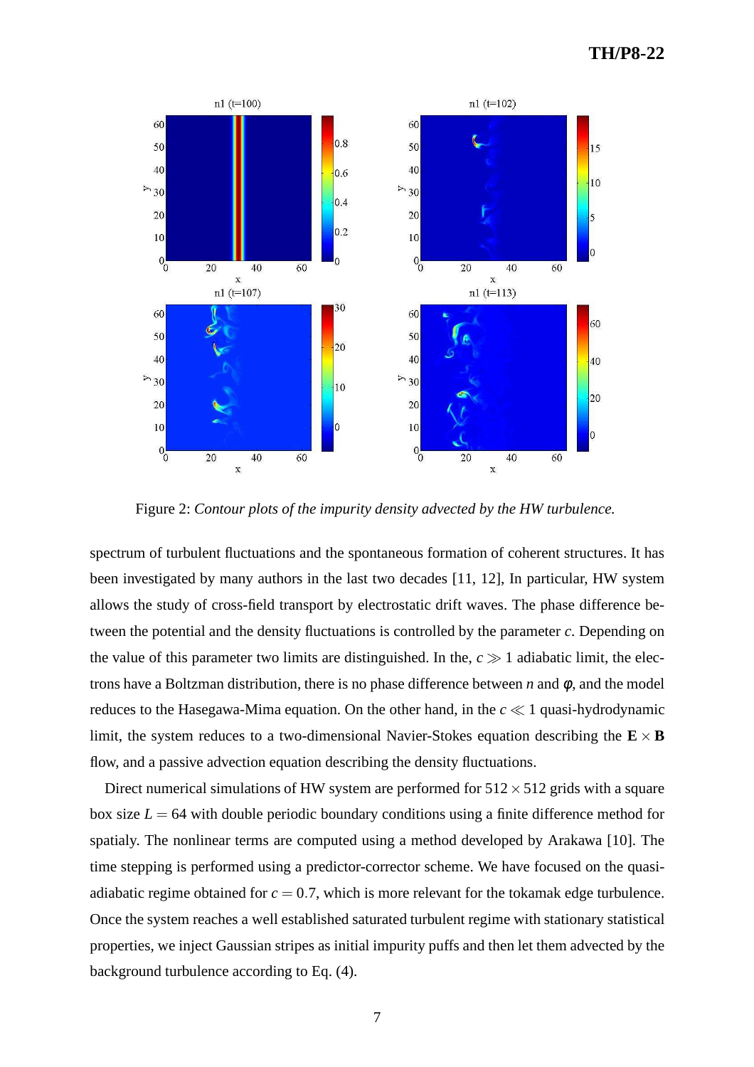Figure 2: *Contour plots of the impurity density advected by the HW turbulence.*

spectrum of turbulent fluctuations and the spontaneous formation of coherent structures. It has been investigated by many authors in the last two decades [11, 12], In particular, HW system allows the study of cross-field transport by electrostatic drift waves. The phase difference between the potential and the density fluctuations is controlled by the parameter $c$. Depending on the value of this parameter two limits are distinguished. In the, $c \gg 1$ adiabatic limit, the electrons have a Boltzman distribution, there is no phase difference between $n$ and $\phi$, and the model reduces to the Hasegawa-Mima equation. On the other hand, in the $c \ll 1$ quasi-hydrodynamic limit, the system reduces to a two-dimensional Navier-Stokes equation describing the $\mathbf{E} \times \mathbf{B}$ flow, and a passive advection equation describing the density fluctuations.

Direct numerical simulations of HW system are performed for $512 \times 512$ grids with a square box size $L = 64$ with double periodic boundary conditions using a finite difference method for spatialy. The nonlinear terms are computed using a method developed by Arakawa [10]. The time stepping is performed using a predictor-corrector scheme. We have focused on the quasi-adiabatic regime obtained for $c = 0.7$, which is more relevant for the tokamak edge turbulence. Once the system reaches a well established saturated turbulent regime with stationary statistical properties, we inject Gaussian stripes as initial impurity puffs and then let them advected by the background turbulence according to Eq. (4).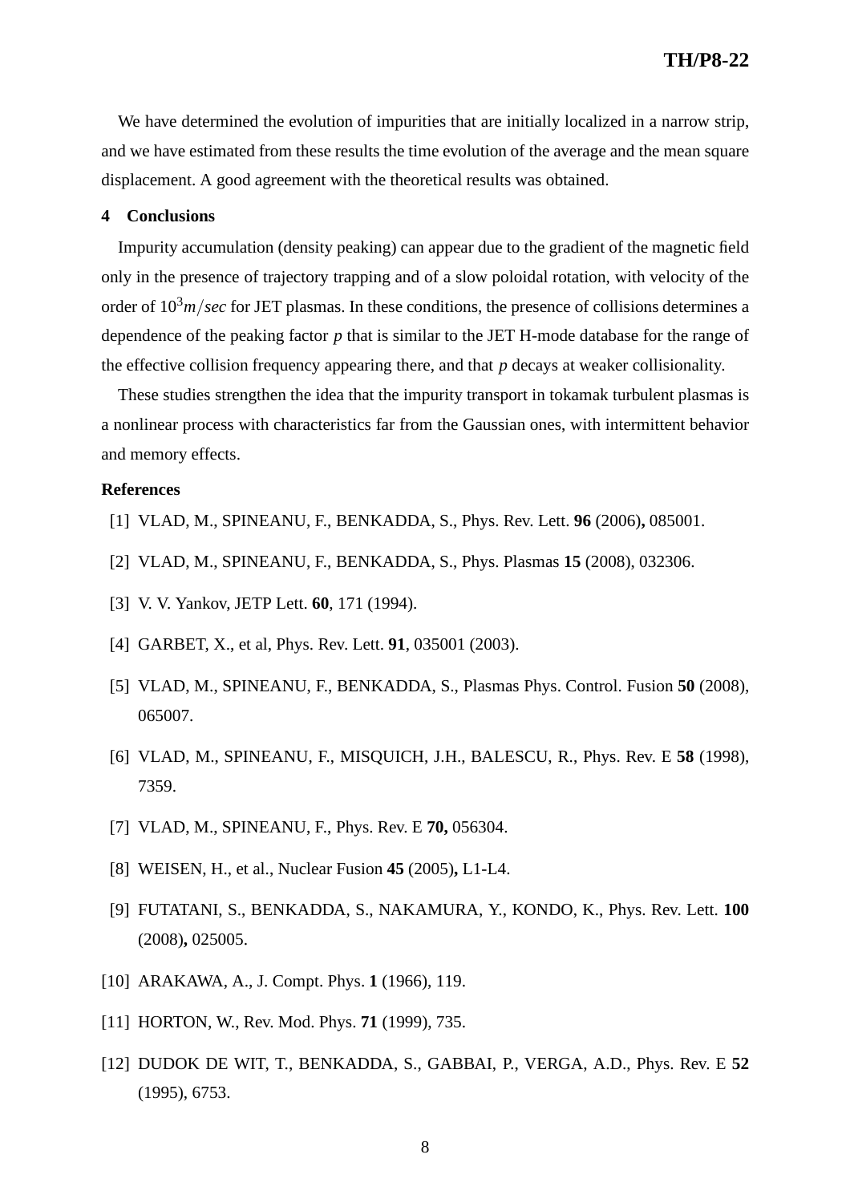We have determined the evolution of impurities that are initially localized in a narrow strip, and we have estimated from these results the time evolution of the average and the mean square displacement. A good agreement with the theoretical results was obtained.

## 4 Conclusions

Impurity accumulation (density peaking) can appear due to the gradient of the magnetic field only in the presence of trajectory trapping and of a slow poloidal rotation, with velocity of the order of $10^3 m/sec$ for JET plasmas. In these conditions, the presence of collisions determines a dependence of the peaking factor $p$ that is similar to the JET H-mode database for the range of the effective collision frequency appearing there, and that $p$ decays at weaker collisionality.

These studies strengthen the idea that the impurity transport in tokamak turbulent plasmas is a nonlinear process with characteristics far from the Gaussian ones, with intermittent behavior and memory effects.

## References

[1] VLAD, M., SPINEANU, F., BENKADDA, S., Phys. Rev. Lett. **96** (2006), 085001.

[2] VLAD, M., SPINEANU, F., BENKADDA, S., Phys. Plasmas **15** (2008), 032306.

[3] V. V. Yankov, JETP Lett. **60**, 171 (1994).

[4] GARBET, X., et al, Phys. Rev. Lett. **91**, 035001 (2003).

[5] VLAD, M., SPINEANU, F., BENKADDA, S., Plasmas Phys. Control. Fusion **50** (2008), 065007.

[6] VLAD, M., SPINEANU, F., MISQUICH, J.H., BALESCU, R., Phys. Rev. E **58** (1998), 7359.

[7] VLAD, M., SPINEANU, F., Phys. Rev. E **70,** 056304.

[8] WEISEN, H., et al., Nuclear Fusion **45** (2005), L1-L4.

[9] FUTATANI, S., BENKADDA, S., NAKAMURA, Y., KONDO, K., Phys. Rev. Lett. **100** (2008), 025005.

[10] ARAKAWA, A., J. Compt. Phys. **1** (1966), 119.

[11] HORTON, W., Rev. Mod. Phys. **71** (1999), 735.

[12] DUDOK DE WIT, T., BENKADDA, S., GABBAI, P., VERGA, A.D., Phys. Rev. E **52** (1995), 6753.